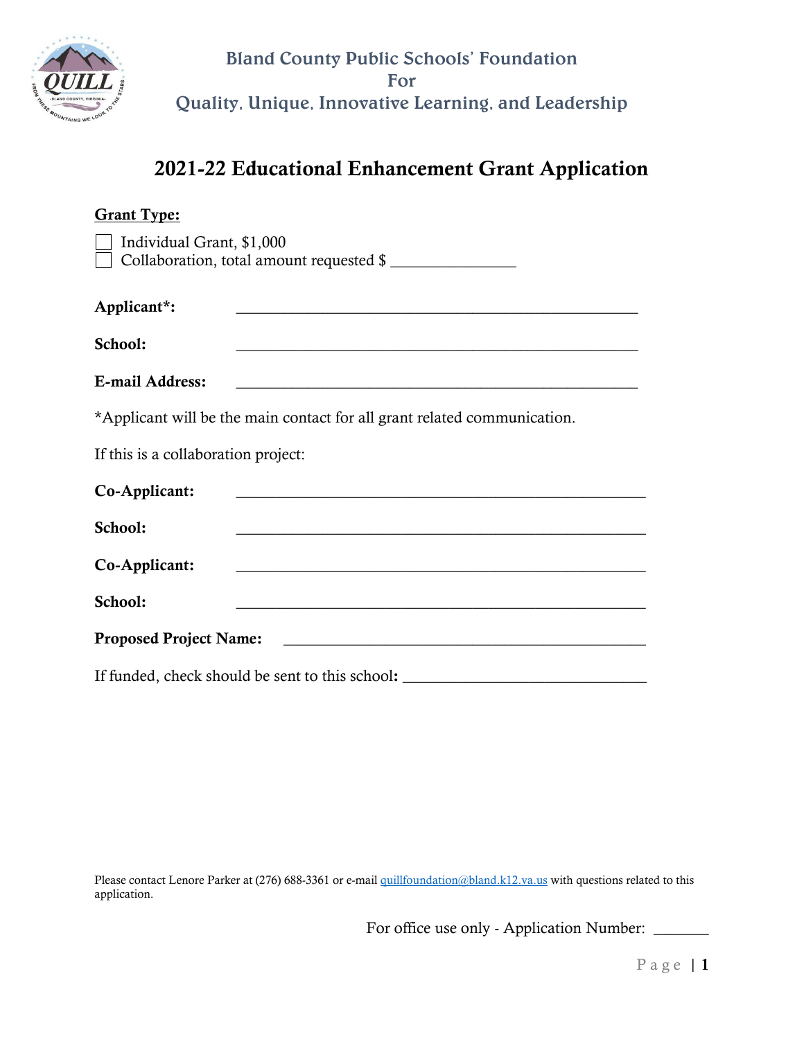Bland County Public Schools' Foundation
For
Quality, Unique, Innovative Learning, and Leadership

# 2021-22 Educational Enhancement Grant Application

**Grant Type:**

☐ Individual Grant, $1,000
☐ Collaboration, total amount requested $ _______________

**Applicant*:** _______________________________________________

**School:** _______________________________________________

**E-mail Address:** _______________________________________________

*Applicant will be the main contact for all grant related communication.

If this is a collaboration project:

**Co-Applicant:** _______________________________________________

**School:** _______________________________________________

**Co-Applicant:** _______________________________________________

**School:** _______________________________________________

**Proposed Project Name:** _______________________________________________

If funded, check should be sent to this school**:** ______________________________

Please contact Lenore Parker at (276) 688-3361 or e-mail quillfoundation@bland.k12.va.us with questions related to this application.

For office use only - Application Number: _______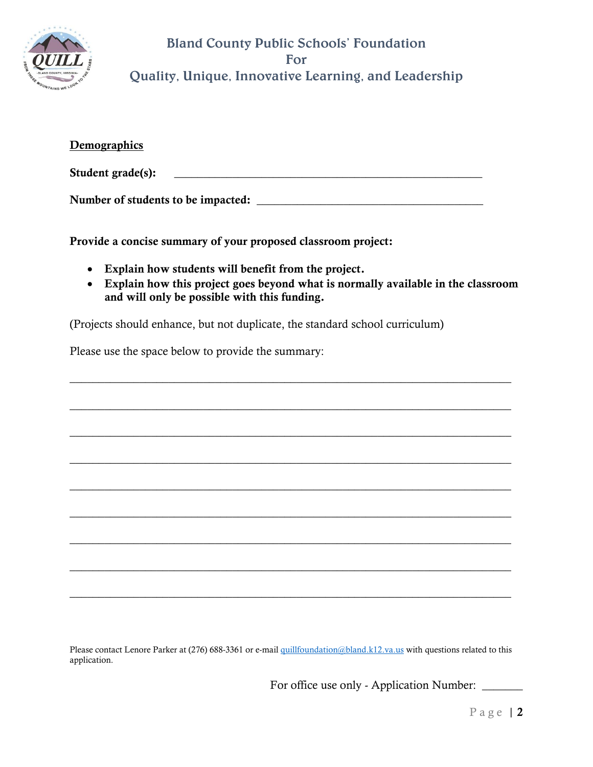# Bland County Public Schools' Foundation
# For
# Quality, Unique, Innovative Learning, and Leadership

**Demographics**

**Student grade(s):** ______________________________________________________

**Number of students to be impacted:** ________________________________________

**Provide a concise summary of your proposed classroom project:**

- **Explain how students will benefit from the project.**
- **Explain how this project goes beyond what is normally available in the classroom and will only be possible with this funding.**

(Projects should enhance, but not duplicate, the standard school curriculum)

Please use the space below to provide the summary:

______________________________________________________________________________

______________________________________________________________________________

______________________________________________________________________________

______________________________________________________________________________

______________________________________________________________________________

______________________________________________________________________________

______________________________________________________________________________

______________________________________________________________________________

______________________________________________________________________________

Please contact Lenore Parker at (276) 688-3361 or e-mail quillfoundation@bland.k12.va.us with questions related to this application.

For office use only - Application Number: _______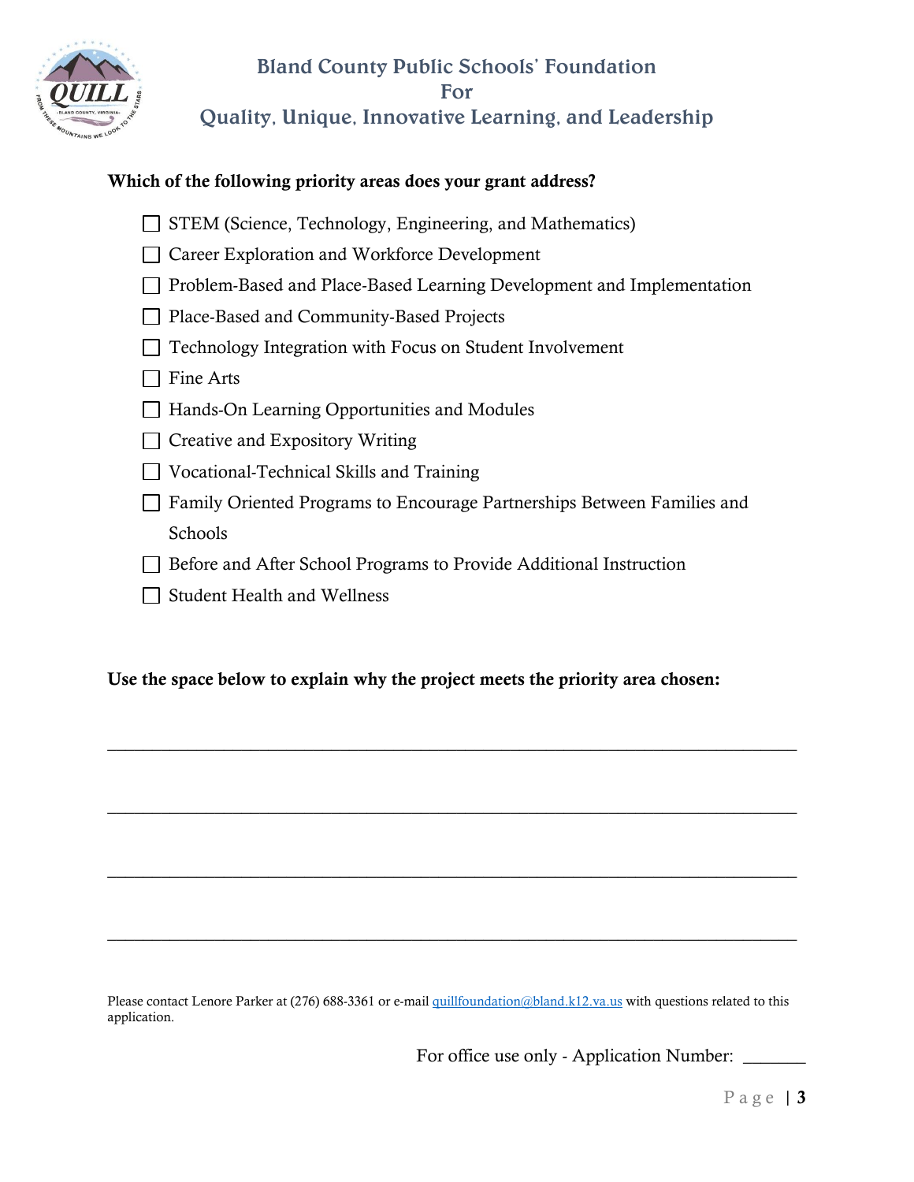# Bland County Public Schools' Foundation
## For
## Quality, Unique, Innovative Learning, and Leadership

**Which of the following priority areas does your grant address?**

- ☐ STEM (Science, Technology, Engineering, and Mathematics)
- ☐ Career Exploration and Workforce Development
- ☐ Problem-Based and Place-Based Learning Development and Implementation
- ☐ Place-Based and Community-Based Projects
- ☐ Technology Integration with Focus on Student Involvement
- ☐ Fine Arts
- ☐ Hands-On Learning Opportunities and Modules
- ☐ Creative and Expository Writing
- ☐ Vocational-Technical Skills and Training
- ☐ Family Oriented Programs to Encourage Partnerships Between Families and Schools
- ☐ Before and After School Programs to Provide Additional Instruction
- ☐ Student Health and Wellness

**Use the space below to explain why the project meets the priority area chosen:**

_______________________________________________________________________________

_______________________________________________________________________________

_______________________________________________________________________________

_______________________________________________________________________________

Please contact Lenore Parker at (276) 688-3361 or e-mail quillfoundation@bland.k12.va.us with questions related to this application.

For office use only - Application Number: _______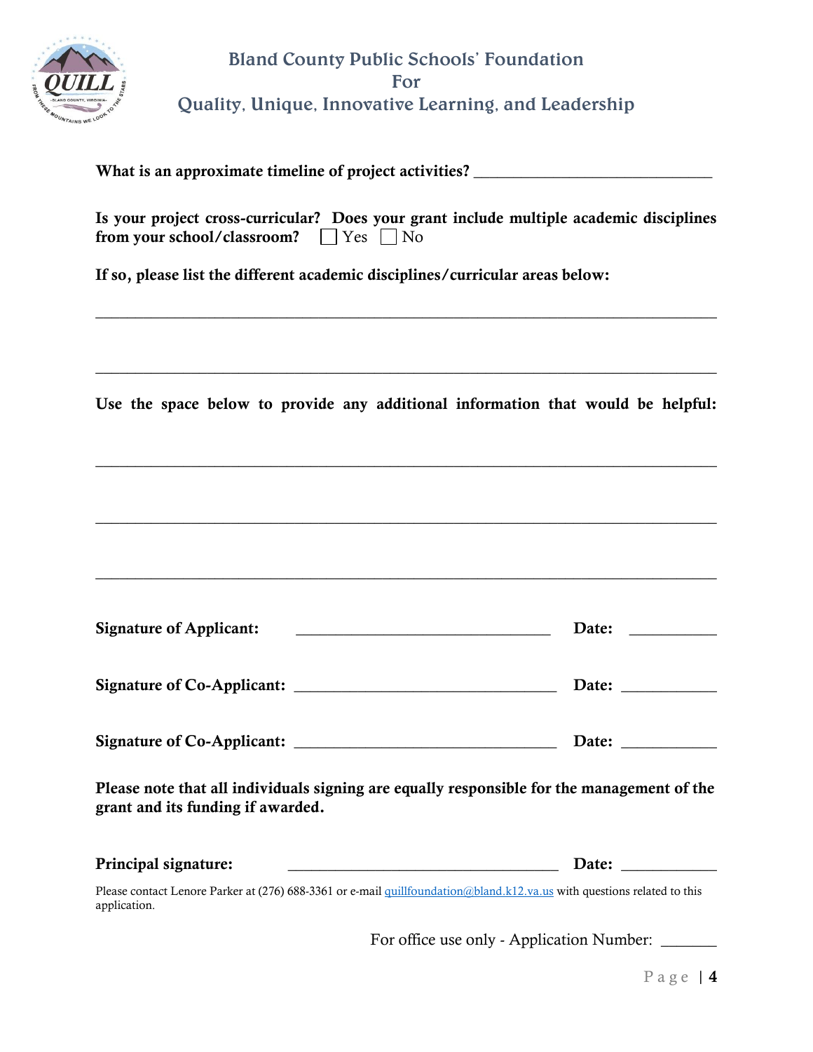# Bland County Public Schools' Foundation
## For
## Quality, Unique, Innovative Learning, and Leadership

**What is an approximate timeline of project activities?** ______________________________

**Is your project cross-curricular? Does your grant include multiple academic disciplines from your school/classroom?** ☐ Yes ☐ No

**If so, please list the different academic disciplines/curricular areas below:**

_______________________________________________________________________________

_______________________________________________________________________________

**Use the space below to provide any additional information that would be helpful:**

_______________________________________________________________________________

_______________________________________________________________________________

_______________________________________________________________________________

**Signature of Applicant:** ________________________________ **Date:** ___________

**Signature of Co-Applicant:** ________________________________ **Date:** ___________

**Signature of Co-Applicant:** ________________________________ **Date:** ___________

**Please note that all individuals signing are equally responsible for the management of the grant and its funding if awarded.**

**Principal signature:** ________________________________ **Date:** ___________

Please contact Lenore Parker at (276) 688-3361 or e-mail quillfoundation@bland.k12.va.us with questions related to this application.

For office use only - Application Number: _______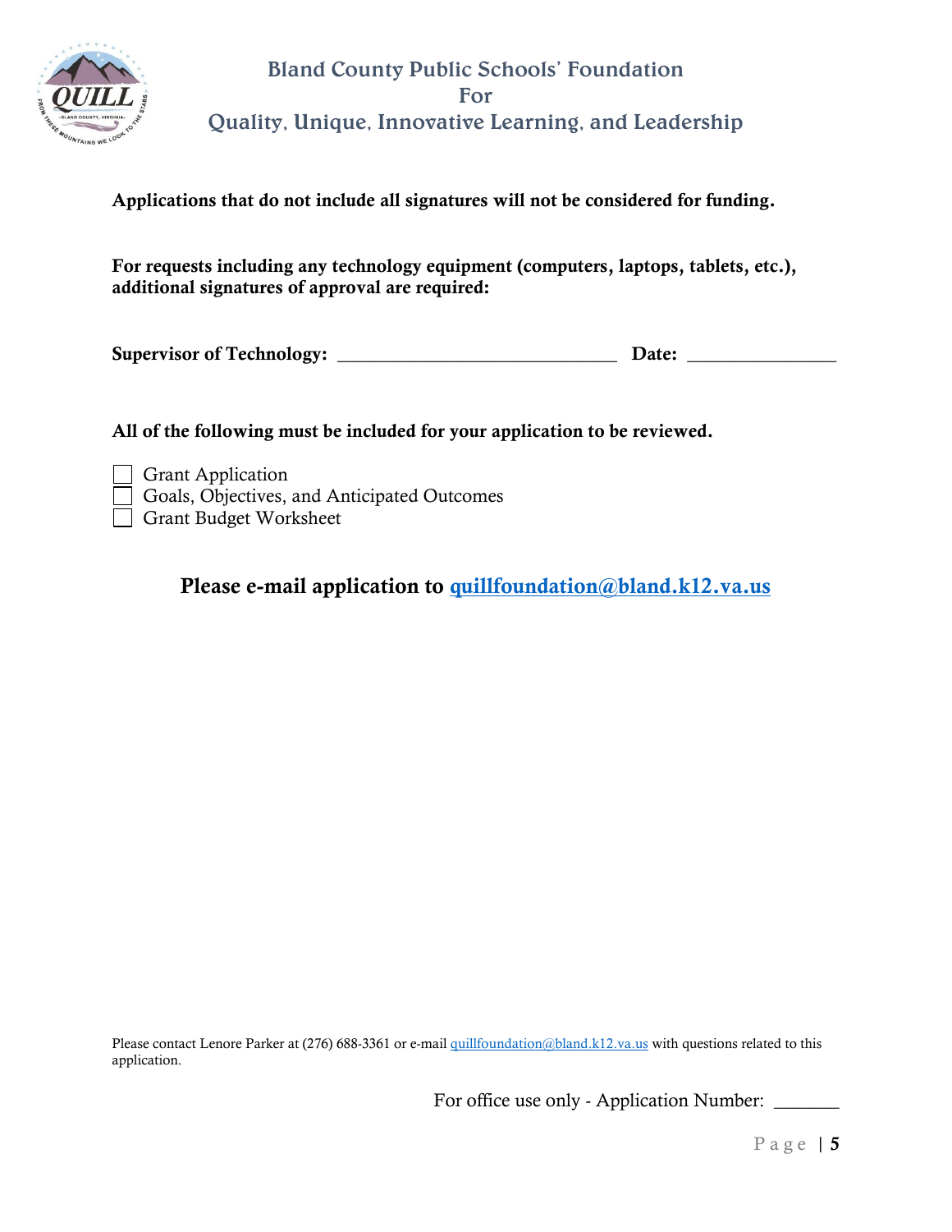# Bland County Public Schools' Foundation
## For
## Quality, Unique, Innovative Learning, and Leadership

**Applications that do not include all signatures will not be considered for funding.**

**For requests including any technology equipment (computers, laptops, tablets, etc.), additional signatures of approval are required:**

**Supervisor of Technology:** ______________________________ **Date:** ________________

**All of the following must be included for your application to be reviewed.**

- ☐ Grant Application
- ☐ Goals, Objectives, and Anticipated Outcomes
- ☐ Grant Budget Worksheet

**Please e-mail application to [quillfoundation@bland.k12.va.us](mailto:quillfoundation@bland.k12.va.us)**

Please contact Lenore Parker at (276) 688-3361 or e-mail [quillfoundation@bland.k12.va.us](mailto:quillfoundation@bland.k12.va.us) with questions related to this application.

For office use only - Application Number: _______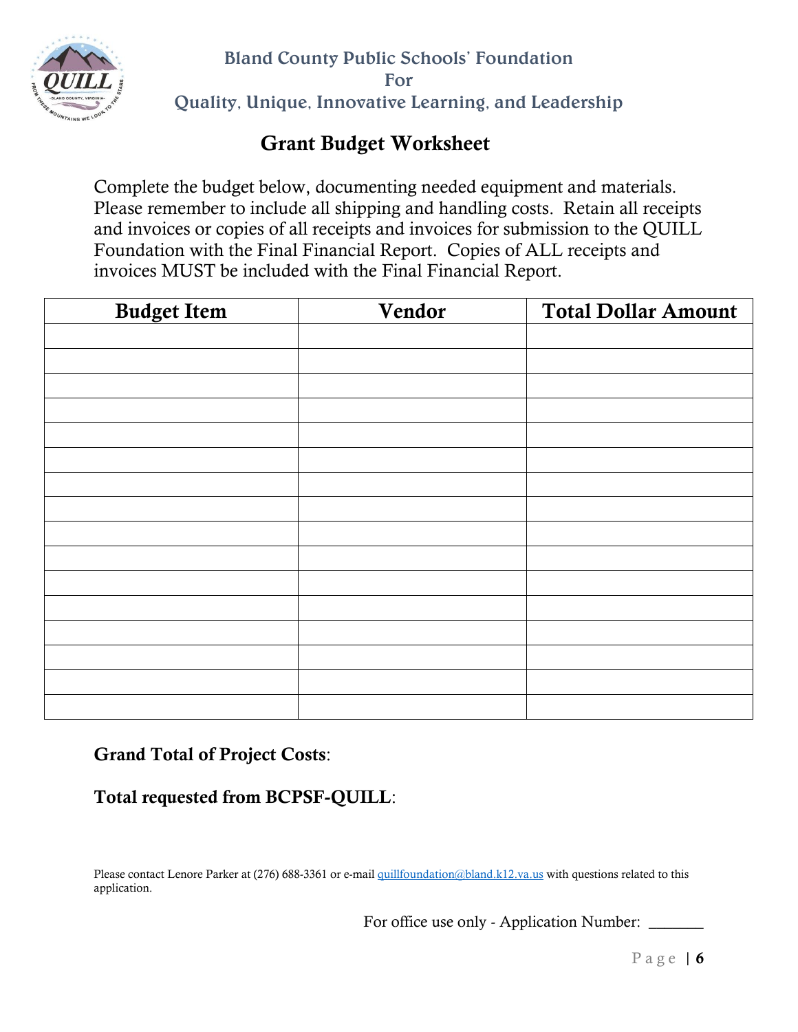Bland County Public Schools' Foundation
For
Quality, Unique, Innovative Learning, and Leadership

## Grant Budget Worksheet

Complete the budget below, documenting needed equipment and materials. Please remember to include all shipping and handling costs. Retain all receipts and invoices or copies of all receipts and invoices for submission to the QUILL Foundation with the Final Financial Report. Copies of ALL receipts and invoices MUST be included with the Final Financial Report.

| Budget Item | Vendor | Total Dollar Amount |
|---|---|---|
| | | |
| | | |
| | | |
| | | |
| | | |
| | | |
| | | |
| | | |
| | | |
| | | |
| | | |
| | | |
| | | |
| | | |
| | | |
| | | |

**Grand Total of Project Costs**:

**Total requested from BCPSF-QUILL**:

Please contact Lenore Parker at (276) 688-3361 or e-mail quillfoundation@bland.k12.va.us with questions related to this application.

For office use only - Application Number: _______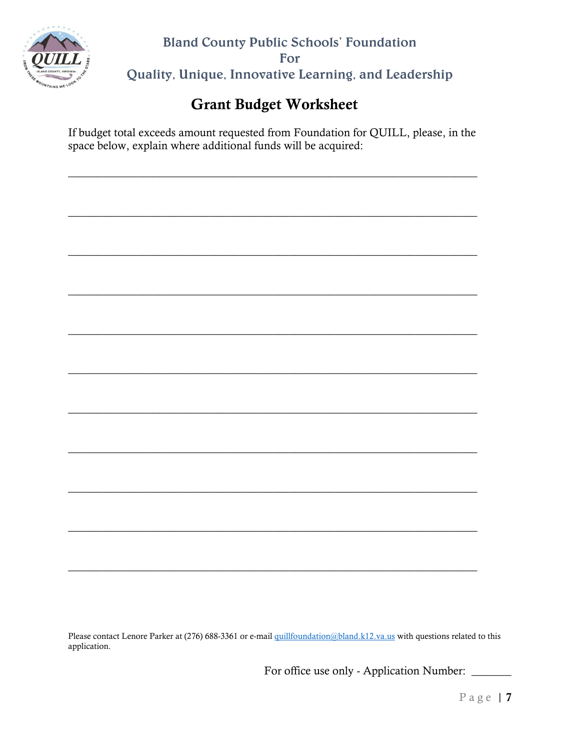# Grant Budget Worksheet

If budget total exceeds amount requested from Foundation for QUILL, please, in the space below, explain where additional funds will be acquired:

___________________________________________________________________

___________________________________________________________________

___________________________________________________________________

___________________________________________________________________

___________________________________________________________________

___________________________________________________________________

___________________________________________________________________

___________________________________________________________________

___________________________________________________________________

___________________________________________________________________

___________________________________________________________________

Please contact Lenore Parker at (276) 688-3361 or e-mail quillfoundation@bland.k12.va.us with questions related to this application.

For office use only - Application Number: _______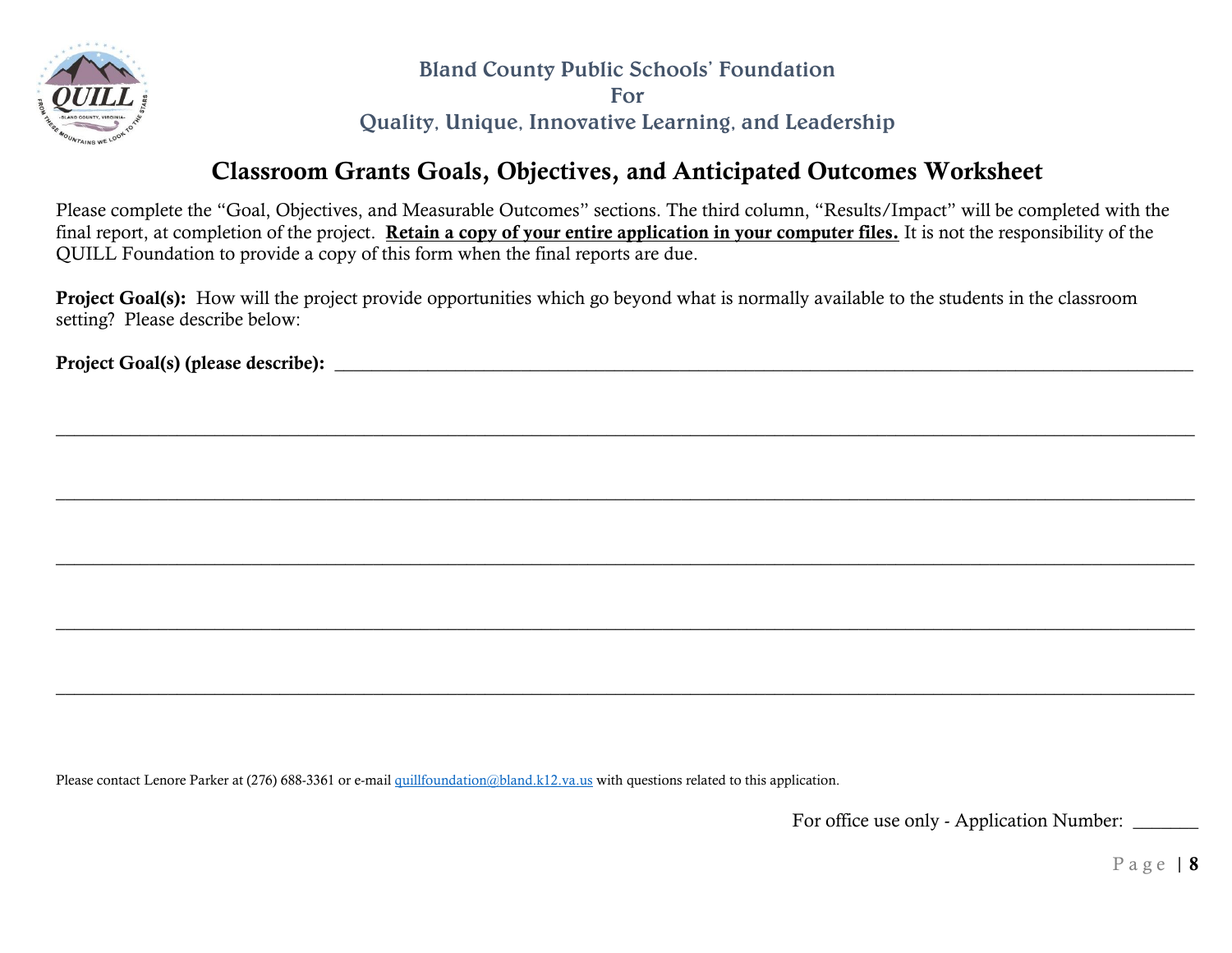**Bland County Public Schools' Foundation**
**For**
**Quality, Unique, Innovative Learning, and Leadership**

# Classroom Grants Goals, Objectives, and Anticipated Outcomes Worksheet

Please complete the "Goal, Objectives, and Measurable Outcomes" sections. The third column, "Results/Impact" will be completed with the final report, at completion of the project. **Retain a copy of your entire application in your computer files.** It is not the responsibility of the QUILL Foundation to provide a copy of this form when the final reports are due.

**Project Goal(s):** How will the project provide opportunities which go beyond what is normally available to the students in the classroom setting? Please describe below:

**Project Goal(s) (please describe):** ____________________________________________________________________________________

______________________________________________________________________________________________________________

______________________________________________________________________________________________________________

______________________________________________________________________________________________________________

______________________________________________________________________________________________________________

______________________________________________________________________________________________________________

Please contact Lenore Parker at (276) 688-3361 or e-mail quillfoundation@bland.k12.va.us with questions related to this application.

For office use only - Application Number: _______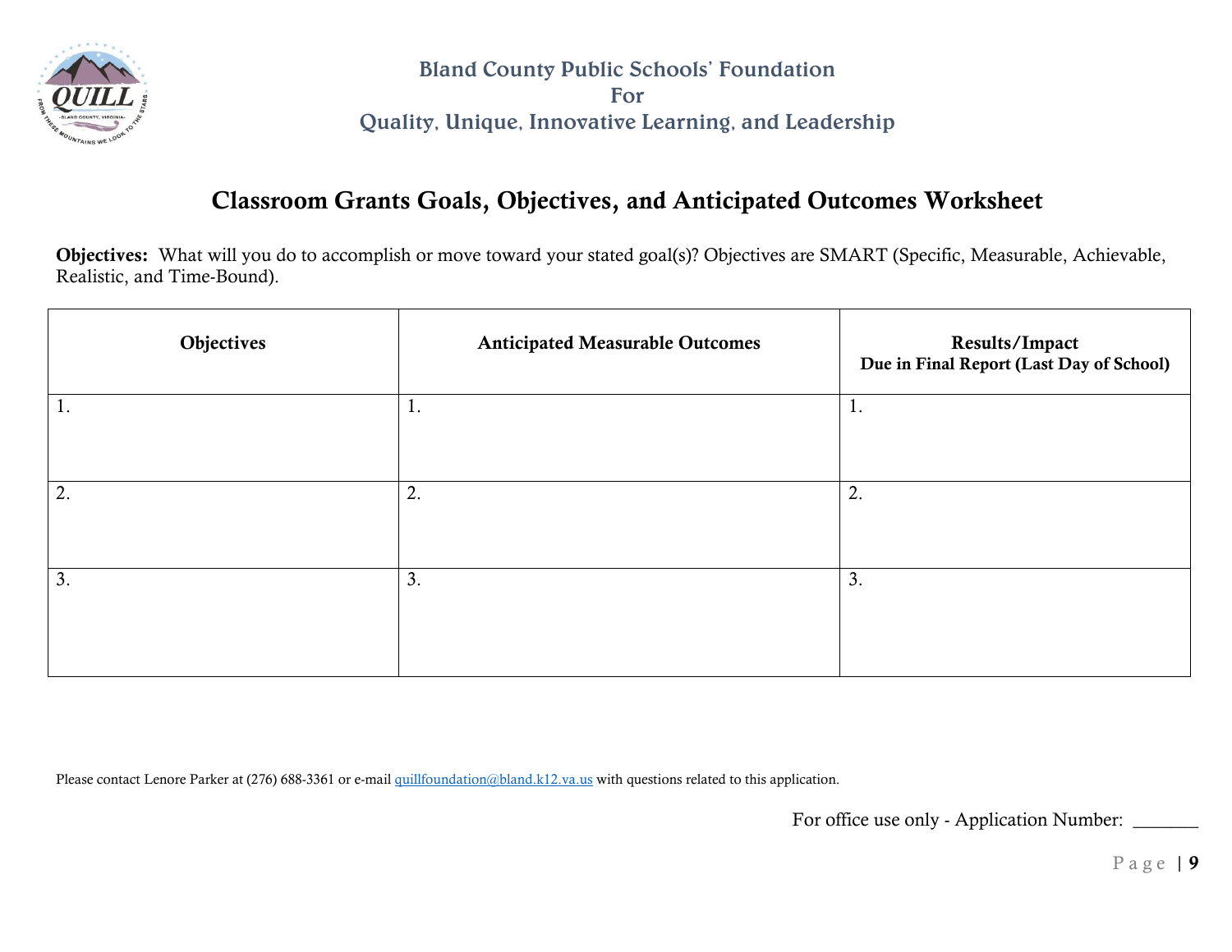Bland County Public Schools' Foundation
For
Quality, Unique, Innovative Learning, and Leadership

# Classroom Grants Goals, Objectives, and Anticipated Outcomes Worksheet

**Objectives:** What will you do to accomplish or move toward your stated goal(s)? Objectives are SMART (Specific, Measurable, Achievable, Realistic, and Time-Bound).

| Objectives | Anticipated Measurable Outcomes | Results/Impact<br>Due in Final Report (Last Day of School) |
|---|---|---|
| 1. | 1. | 1. |
| 2. | 2. | 2. |
| 3. | 3. | 3. |

Please contact Lenore Parker at (276) 688-3361 or e-mail quillfoundation@bland.k12.va.us with questions related to this application.

For office use only - Application Number: _______